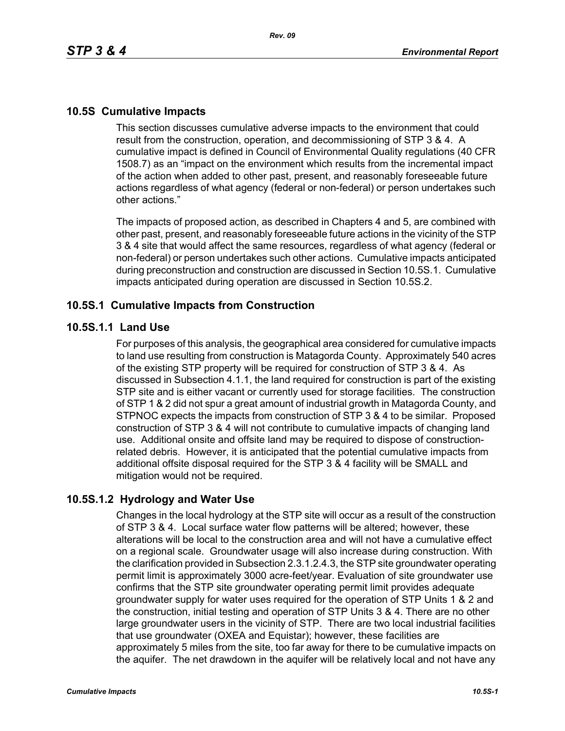## 10.5S Cumulative Impacts

This section discusses cumulative adverse impacts to the environment that could result from the construction, operation, and decommissioning of STP 3 & 4. A cumulative impact is defined in Council of Environmental Quality regulations (40 CFR 1508.7) as an "impact on the environment which results from the incremental impact of the action when added to other past, present, and reasonably foreseeable future actions regardless of what agency (federal or non-federal) or person undertakes such other actions."

The impacts of proposed action, as described in Chapters 4 and 5, are combined with other past, present, and reasonably foreseeable future actions in the vicinity of the STP 3 & 4 site that would affect the same resources, regardless of what agency (federal or non-federal) or person undertakes such other actions. Cumulative impacts anticipated during preconstruction and construction are discussed in Section 10.5S.1. Cumulative impacts anticipated during operation are discussed in Section 10.5S.2.

### 10.5S.1 Cumulative Impacts from Construction

#### 10.5S.1.1 Land Use

For purposes of this analysis, the geographical area considered for cumulative impacts to land use resulting from construction is Matagorda County. Approximately 540 acres of the existing STP property will be required for construction of STP 3 & 4. As discussed in Subsection 4.1.1, the land required for construction is part of the existing STP site and is either vacant or currently used for storage facilities. The construction of STP 1 & 2 did not spur a great amount of industrial growth in Matagorda County, and STPNOC expects the impacts from construction of STP 3 & 4 to be similar. Proposed construction of STP 3 & 4 will not contribute to cumulative impacts of changing land use. Additional onsite and offsite land may be required to dispose of construction-related debris. However, it is anticipated that the potential cumulative impacts from additional offsite disposal required for the STP 3 & 4 facility will be SMALL and mitigation would not be required.

#### 10.5S.1.2 Hydrology and Water Use

Changes in the local hydrology at the STP site will occur as a result of the construction of STP 3 & 4. Local surface water flow patterns will be altered; however, these alterations will be local to the construction area and will not have a cumulative effect on a regional scale. Groundwater usage will also increase during construction. With the clarification provided in Subsection 2.3.1.2.4.3, the STP site groundwater operating permit limit is approximately 3000 acre-feet/year. Evaluation of site groundwater use confirms that the STP site groundwater operating permit limit provides adequate groundwater supply for water uses required for the operation of STP Units 1 & 2 and the construction, initial testing and operation of STP Units 3 & 4. There are no other large groundwater users in the vicinity of STP. There are two local industrial facilities that use groundwater (OXEA and Equistar); however, these facilities are approximately 5 miles from the site, too far away for there to be cumulative impacts on the aquifer. The net drawdown in the aquifer will be relatively local and not have any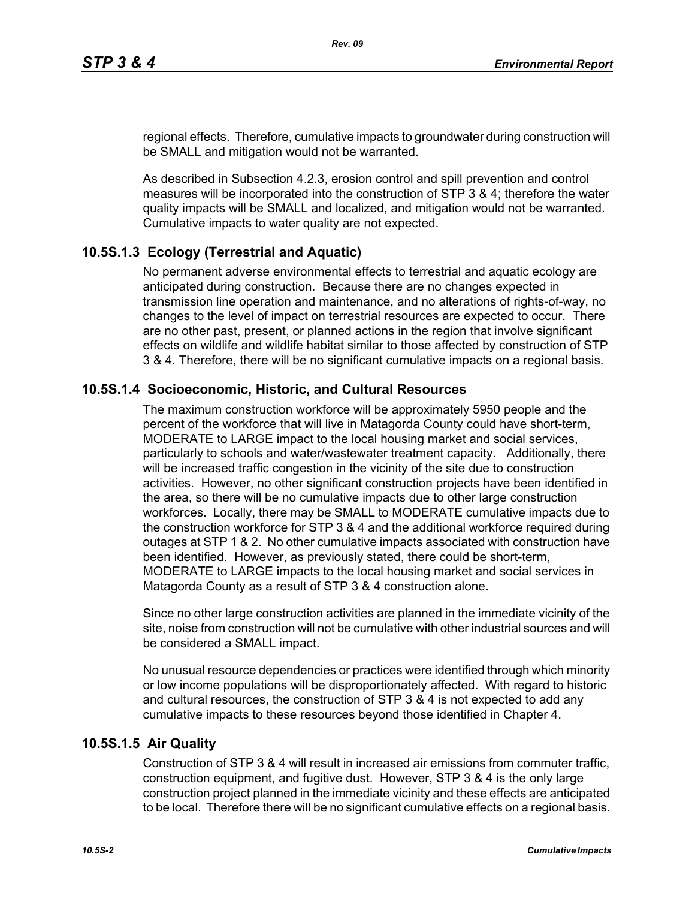regional effects. Therefore, cumulative impacts to groundwater during construction will be SMALL and mitigation would not be warranted.

As described in Subsection 4.2.3, erosion control and spill prevention and control measures will be incorporated into the construction of STP 3 & 4; therefore the water quality impacts will be SMALL and localized, and mitigation would not be warranted. Cumulative impacts to water quality are not expected.

### 10.5S.1.3 Ecology (Terrestrial and Aquatic)

No permanent adverse environmental effects to terrestrial and aquatic ecology are anticipated during construction. Because there are no changes expected in transmission line operation and maintenance, and no alterations of rights-of-way, no changes to the level of impact on terrestrial resources are expected to occur. There are no other past, present, or planned actions in the region that involve significant effects on wildlife and wildlife habitat similar to those affected by construction of STP 3 & 4. Therefore, there will be no significant cumulative impacts on a regional basis.

### 10.5S.1.4 Socioeconomic, Historic, and Cultural Resources

The maximum construction workforce will be approximately 5950 people and the percent of the workforce that will live in Matagorda County could have short-term, MODERATE to LARGE impact to the local housing market and social services, particularly to schools and water/wastewater treatment capacity. Additionally, there will be increased traffic congestion in the vicinity of the site due to construction activities. However, no other significant construction projects have been identified in the area, so there will be no cumulative impacts due to other large construction workforces. Locally, there may be SMALL to MODERATE cumulative impacts due to the construction workforce for STP 3 & 4 and the additional workforce required during outages at STP 1 & 2. No other cumulative impacts associated with construction have been identified. However, as previously stated, there could be short-term, MODERATE to LARGE impacts to the local housing market and social services in Matagorda County as a result of STP 3 & 4 construction alone.

Since no other large construction activities are planned in the immediate vicinity of the site, noise from construction will not be cumulative with other industrial sources and will be considered a SMALL impact.

No unusual resource dependencies or practices were identified through which minority or low income populations will be disproportionately affected. With regard to historic and cultural resources, the construction of STP 3 & 4 is not expected to add any cumulative impacts to these resources beyond those identified in Chapter 4.

### 10.5S.1.5 Air Quality

Construction of STP 3 & 4 will result in increased air emissions from commuter traffic, construction equipment, and fugitive dust. However, STP 3 & 4 is the only large construction project planned in the immediate vicinity and these effects are anticipated to be local. Therefore there will be no significant cumulative effects on a regional basis.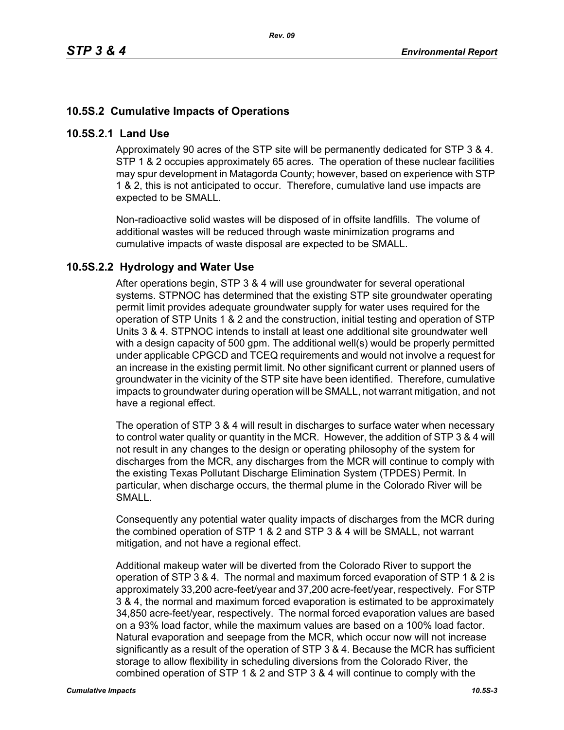## 10.5S.2 Cumulative Impacts of Operations

### 10.5S.2.1 Land Use

Approximately 90 acres of the STP site will be permanently dedicated for STP 3 & 4. STP 1 & 2 occupies approximately 65 acres. The operation of these nuclear facilities may spur development in Matagorda County; however, based on experience with STP 1 & 2, this is not anticipated to occur. Therefore, cumulative land use impacts are expected to be SMALL.

Non-radioactive solid wastes will be disposed of in offsite landfills. The volume of additional wastes will be reduced through waste minimization programs and cumulative impacts of waste disposal are expected to be SMALL.

### 10.5S.2.2 Hydrology and Water Use

After operations begin, STP 3 & 4 will use groundwater for several operational systems. STPNOC has determined that the existing STP site groundwater operating permit limit provides adequate groundwater supply for water uses required for the operation of STP Units 1 & 2 and the construction, initial testing and operation of STP Units 3 & 4. STPNOC intends to install at least one additional site groundwater well with a design capacity of 500 gpm. The additional well(s) would be properly permitted under applicable CPGCD and TCEQ requirements and would not involve a request for an increase in the existing permit limit. No other significant current or planned users of groundwater in the vicinity of the STP site have been identified. Therefore, cumulative impacts to groundwater during operation will be SMALL, not warrant mitigation, and not have a regional effect.

The operation of STP 3 & 4 will result in discharges to surface water when necessary to control water quality or quantity in the MCR. However, the addition of STP 3 & 4 will not result in any changes to the design or operating philosophy of the system for discharges from the MCR, any discharges from the MCR will continue to comply with the existing Texas Pollutant Discharge Elimination System (TPDES) Permit. In particular, when discharge occurs, the thermal plume in the Colorado River will be SMALL.

Consequently any potential water quality impacts of discharges from the MCR during the combined operation of STP 1 & 2 and STP 3 & 4 will be SMALL, not warrant mitigation, and not have a regional effect.

Additional makeup water will be diverted from the Colorado River to support the operation of STP 3 & 4. The normal and maximum forced evaporation of STP 1 & 2 is approximately 33,200 acre-feet/year and 37,200 acre-feet/year, respectively. For STP 3 & 4, the normal and maximum forced evaporation is estimated to be approximately 34,850 acre-feet/year, respectively. The normal forced evaporation values are based on a 93% load factor, while the maximum values are based on a 100% load factor. Natural evaporation and seepage from the MCR, which occur now will not increase significantly as a result of the operation of STP 3 & 4. Because the MCR has sufficient storage to allow flexibility in scheduling diversions from the Colorado River, the combined operation of STP 1 & 2 and STP 3 & 4 will continue to comply with the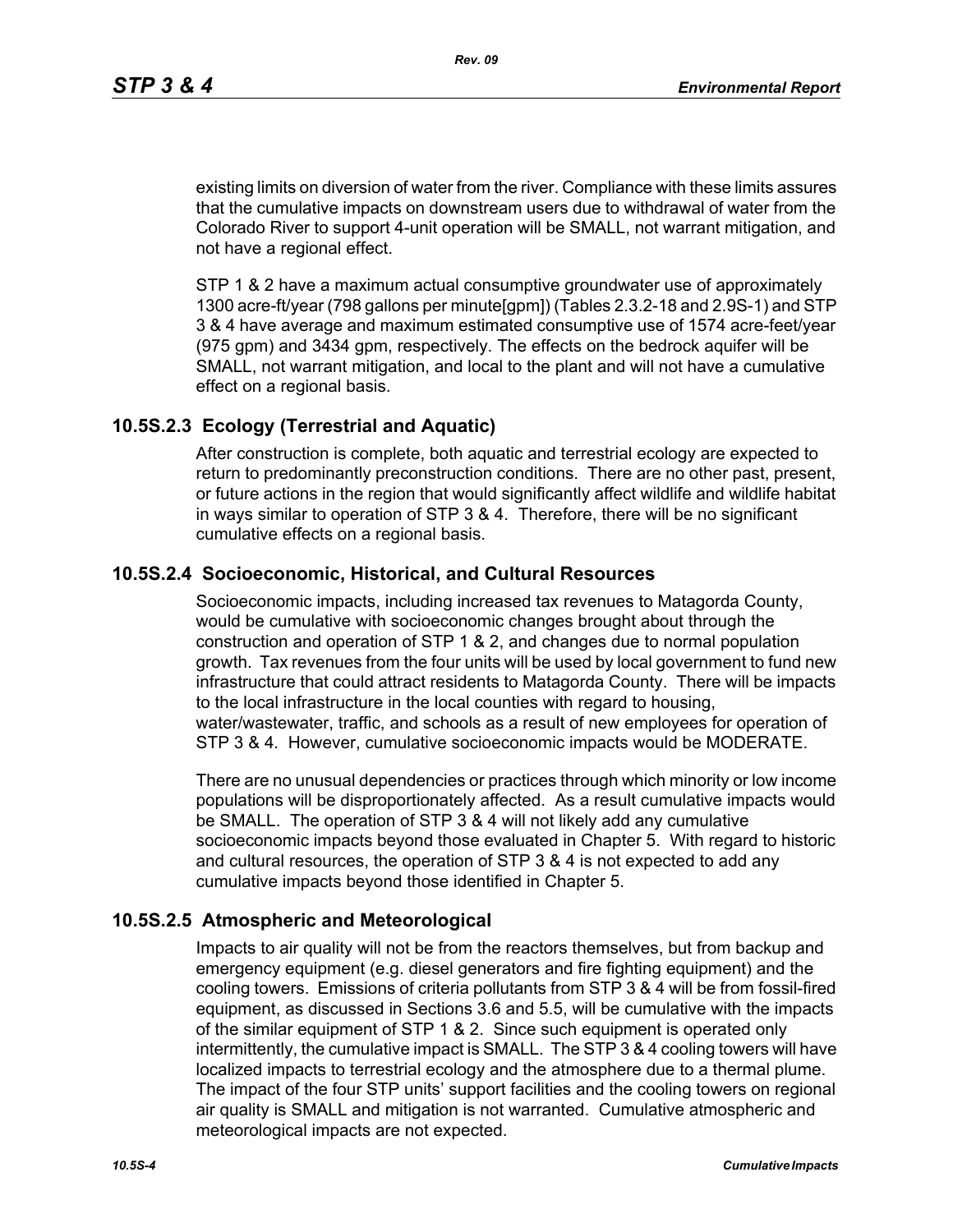existing limits on diversion of water from the river. Compliance with these limits assures that the cumulative impacts on downstream users due to withdrawal of water from the Colorado River to support 4-unit operation will be SMALL, not warrant mitigation, and not have a regional effect.

STP 1 & 2 have a maximum actual consumptive groundwater use of approximately 1300 acre-ft/year (798 gallons per minute[gpm]) (Tables 2.3.2-18 and 2.9S-1) and STP 3 & 4 have average and maximum estimated consumptive use of 1574 acre-feet/year (975 gpm) and 3434 gpm, respectively. The effects on the bedrock aquifer will be SMALL, not warrant mitigation, and local to the plant and will not have a cumulative effect on a regional basis.

## 10.5S.2.3 Ecology (Terrestrial and Aquatic)

After construction is complete, both aquatic and terrestrial ecology are expected to return to predominantly preconstruction conditions. There are no other past, present, or future actions in the region that would significantly affect wildlife and wildlife habitat in ways similar to operation of STP 3 & 4. Therefore, there will be no significant cumulative effects on a regional basis.

## 10.5S.2.4 Socioeconomic, Historical, and Cultural Resources

Socioeconomic impacts, including increased tax revenues to Matagorda County, would be cumulative with socioeconomic changes brought about through the construction and operation of STP 1 & 2, and changes due to normal population growth. Tax revenues from the four units will be used by local government to fund new infrastructure that could attract residents to Matagorda County. There will be impacts to the local infrastructure in the local counties with regard to housing, water/wastewater, traffic, and schools as a result of new employees for operation of STP 3 & 4. However, cumulative socioeconomic impacts would be MODERATE.

There are no unusual dependencies or practices through which minority or low income populations will be disproportionately affected. As a result cumulative impacts would be SMALL. The operation of STP 3 & 4 will not likely add any cumulative socioeconomic impacts beyond those evaluated in Chapter 5. With regard to historic and cultural resources, the operation of STP 3 & 4 is not expected to add any cumulative impacts beyond those identified in Chapter 5.

## 10.5S.2.5 Atmospheric and Meteorological

Impacts to air quality will not be from the reactors themselves, but from backup and emergency equipment (e.g. diesel generators and fire fighting equipment) and the cooling towers. Emissions of criteria pollutants from STP 3 & 4 will be from fossil-fired equipment, as discussed in Sections 3.6 and 5.5, will be cumulative with the impacts of the similar equipment of STP 1 & 2. Since such equipment is operated only intermittently, the cumulative impact is SMALL. The STP 3 & 4 cooling towers will have localized impacts to terrestrial ecology and the atmosphere due to a thermal plume. The impact of the four STP units' support facilities and the cooling towers on regional air quality is SMALL and mitigation is not warranted. Cumulative atmospheric and meteorological impacts are not expected.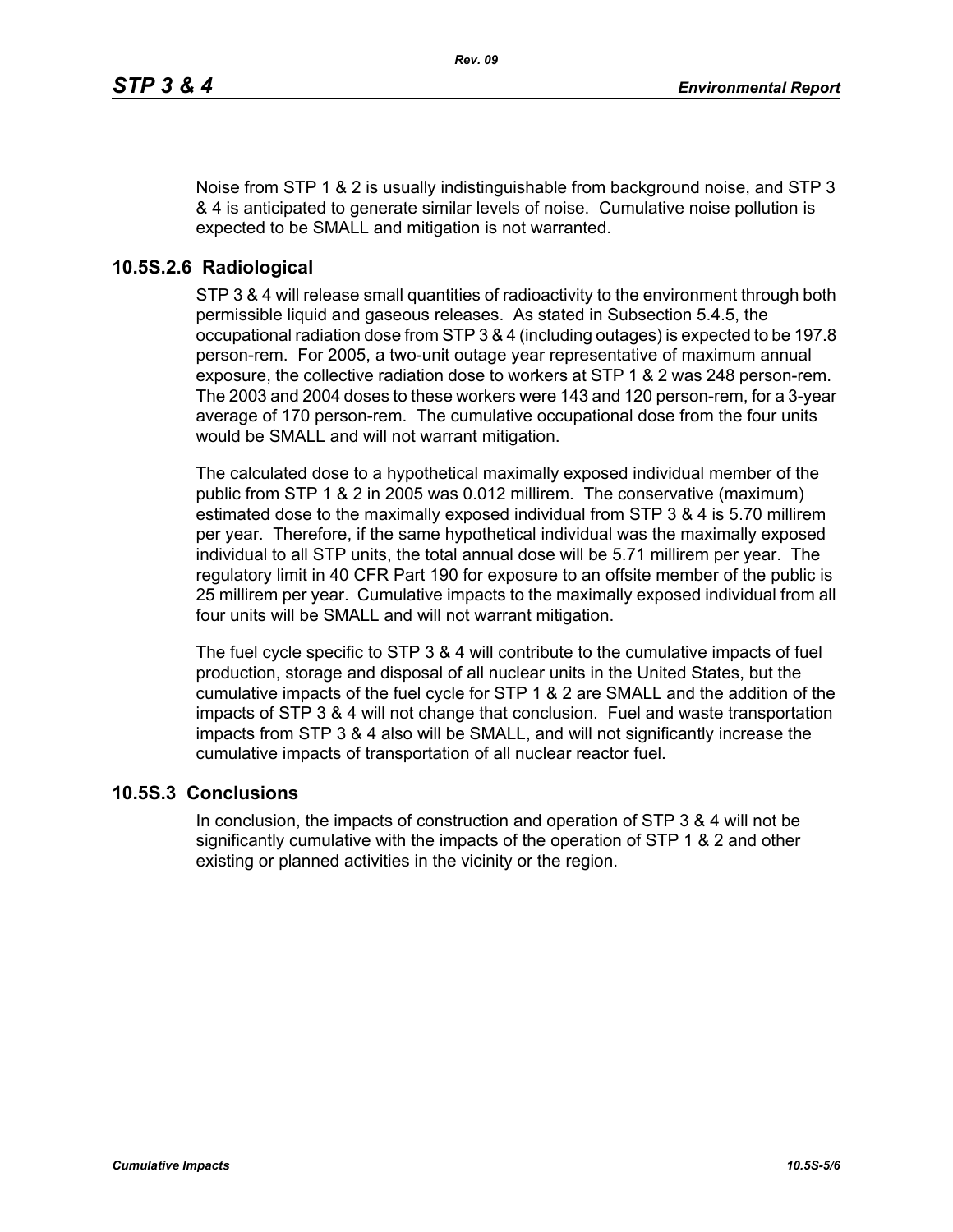Noise from STP 1 & 2 is usually indistinguishable from background noise, and STP 3 & 4 is anticipated to generate similar levels of noise. Cumulative noise pollution is expected to be SMALL and mitigation is not warranted.

### 10.5S.2.6 Radiological

STP 3 & 4 will release small quantities of radioactivity to the environment through both permissible liquid and gaseous releases. As stated in Subsection 5.4.5, the occupational radiation dose from STP 3 & 4 (including outages) is expected to be 197.8 person-rem. For 2005, a two-unit outage year representative of maximum annual exposure, the collective radiation dose to workers at STP 1 & 2 was 248 person-rem. The 2003 and 2004 doses to these workers were 143 and 120 person-rem, for a 3-year average of 170 person-rem. The cumulative occupational dose from the four units would be SMALL and will not warrant mitigation.

The calculated dose to a hypothetical maximally exposed individual member of the public from STP 1 & 2 in 2005 was 0.012 millirem. The conservative (maximum) estimated dose to the maximally exposed individual from STP 3 & 4 is 5.70 millirem per year. Therefore, if the same hypothetical individual was the maximally exposed individual to all STP units, the total annual dose will be 5.71 millirem per year. The regulatory limit in 40 CFR Part 190 for exposure to an offsite member of the public is 25 millirem per year. Cumulative impacts to the maximally exposed individual from all four units will be SMALL and will not warrant mitigation.

The fuel cycle specific to STP 3 & 4 will contribute to the cumulative impacts of fuel production, storage and disposal of all nuclear units in the United States, but the cumulative impacts of the fuel cycle for STP 1 & 2 are SMALL and the addition of the impacts of STP 3 & 4 will not change that conclusion. Fuel and waste transportation impacts from STP 3 & 4 also will be SMALL, and will not significantly increase the cumulative impacts of transportation of all nuclear reactor fuel.

## 10.5S.3 Conclusions

In conclusion, the impacts of construction and operation of STP 3 & 4 will not be significantly cumulative with the impacts of the operation of STP 1 & 2 and other existing or planned activities in the vicinity or the region.